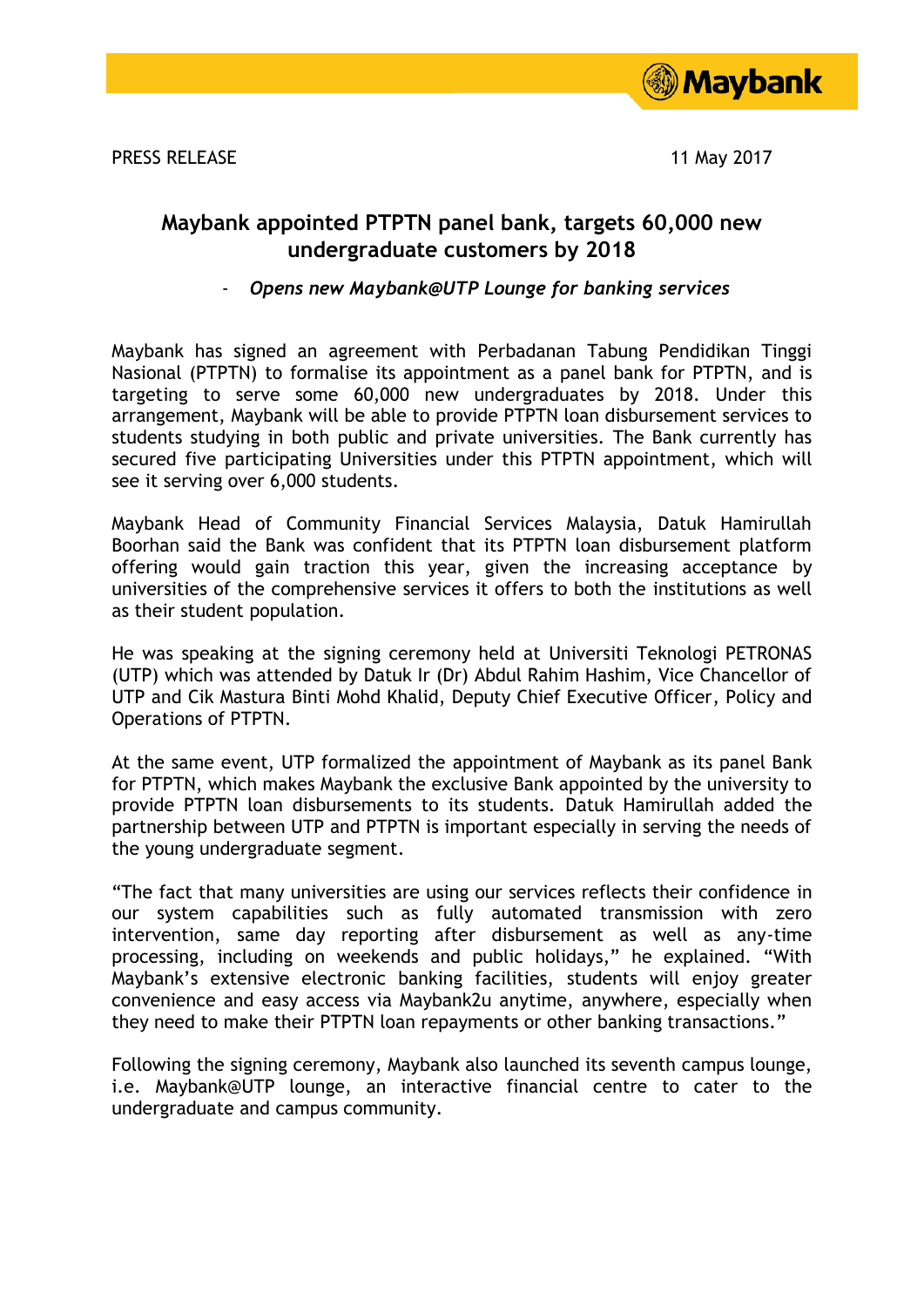PRESS RELEASE 11 May 2017

# Maybank appointed PTPTN panel bank, targets 60,000 new undergraduate customers by 2018

- *Opens new Maybank@UTP Lounge for banking services*

Maybank has signed an agreement with Perbadanan Tabung Pendidikan Tinggi Nasional (PTPTN) to formalise its appointment as a panel bank for PTPTN, and is targeting to serve some 60,000 new undergraduates by 2018. Under this arrangement, Maybank will be able to provide PTPTN loan disbursement services to students studying in both public and private universities. The Bank currently has secured five participating Universities under this PTPTN appointment, which will see it serving over 6,000 students.

Maybank Head of Community Financial Services Malaysia, Datuk Hamirullah Boorhan said the Bank was confident that its PTPTN loan disbursement platform offering would gain traction this year, given the increasing acceptance by universities of the comprehensive services it offers to both the institutions as well as their student population.

He was speaking at the signing ceremony held at Universiti Teknologi PETRONAS (UTP) which was attended by Datuk Ir (Dr) Abdul Rahim Hashim, Vice Chancellor of UTP and Cik Mastura Binti Mohd Khalid, Deputy Chief Executive Officer, Policy and Operations of PTPTN.

At the same event, UTP formalized the appointment of Maybank as its panel Bank for PTPTN, which makes Maybank the exclusive Bank appointed by the university to provide PTPTN loan disbursements to its students. Datuk Hamirullah added the partnership between UTP and PTPTN is important especially in serving the needs of the young undergraduate segment.

"The fact that many universities are using our services reflects their confidence in our system capabilities such as fully automated transmission with zero intervention, same day reporting after disbursement as well as any-time processing, including on weekends and public holidays," he explained. "With Maybank's extensive electronic banking facilities, students will enjoy greater convenience and easy access via Maybank2u anytime, anywhere, especially when they need to make their PTPTN loan repayments or other banking transactions."

Following the signing ceremony, Maybank also launched its seventh campus lounge, i.e. Maybank@UTP lounge, an interactive financial centre to cater to the undergraduate and campus community.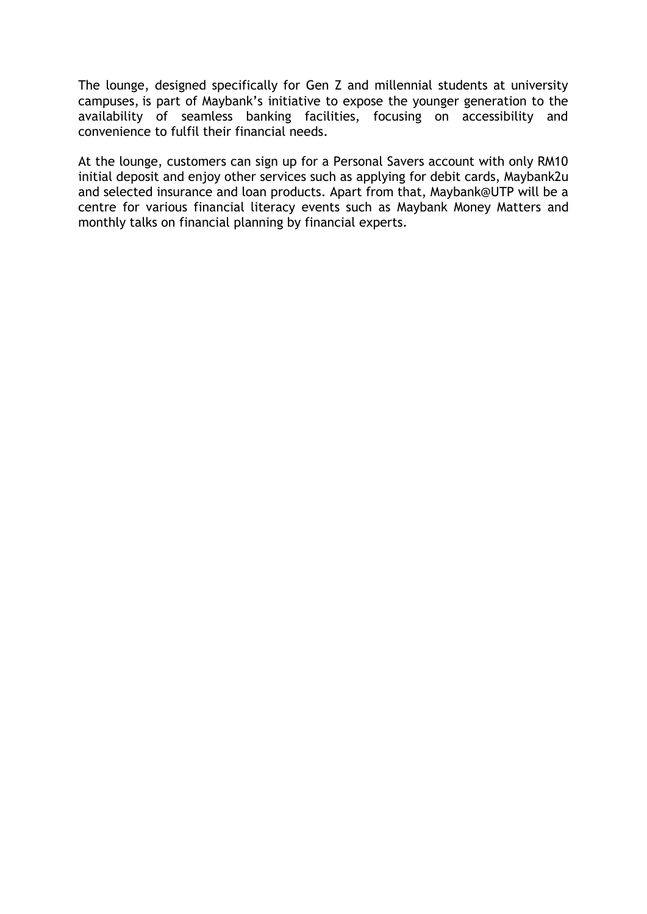The lounge, designed specifically for Gen Z and millennial students at university campuses, is part of Maybank's initiative to expose the younger generation to the availability of seamless banking facilities, focusing on accessibility and convenience to fulfil their financial needs.

At the lounge, customers can sign up for a Personal Savers account with only RM10 initial deposit and enjoy other services such as applying for debit cards, Maybank2u and selected insurance and loan products. Apart from that, Maybank@UTP will be a centre for various financial literacy events such as Maybank Money Matters and monthly talks on financial planning by financial experts.